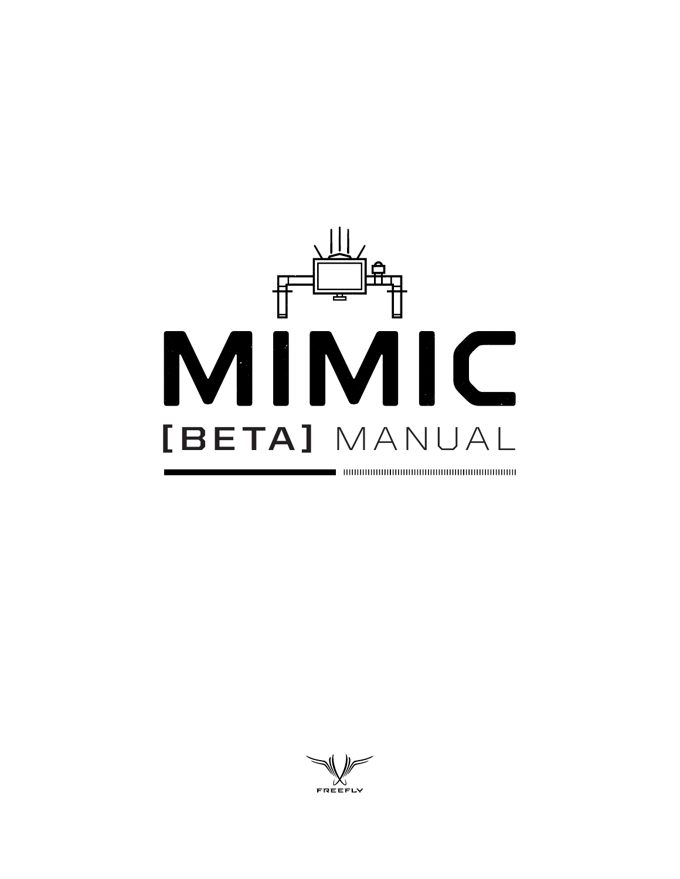# MIMIC

## [BETA] MANUAL

FREEFLY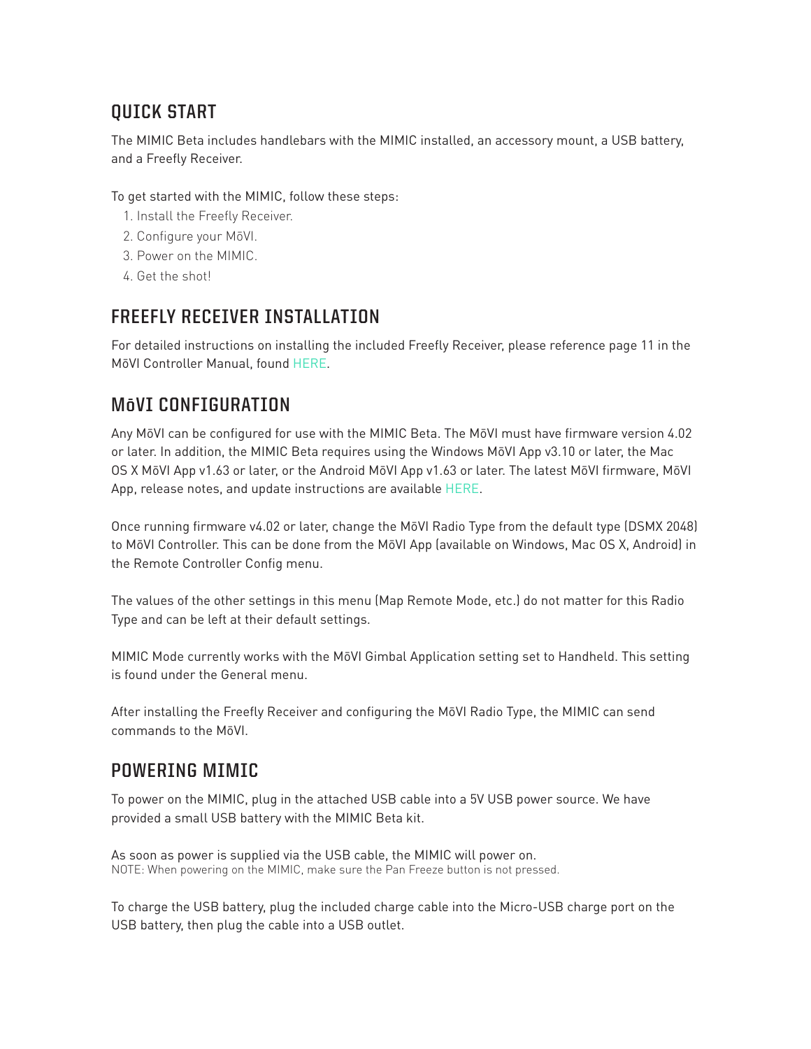## QUICK START

The MIMIC Beta includes handlebars with the MIMIC installed, an accessory mount, a USB battery, and a Freefly Receiver.

To get started with the MIMIC, follow these steps:

1. Install the Freefly Receiver.
2. Configure your MōVI.
3. Power on the MIMIC.
4. Get the shot!

## FREEFLY RECEIVER INSTALLATION

For detailed instructions on installing the included Freefly Receiver, please reference page 11 in the MōVI Controller Manual, found HERE.

## MōVI CONFIGURATION

Any MōVI can be configured for use with the MIMIC Beta. The MōVI must have firmware version 4.02 or later. In addition, the MIMIC Beta requires using the Windows MōVI App v3.10 or later, the Mac OS X MōVI App v1.63 or later, or the Android MōVI App v1.63 or later. The latest MōVI firmware, MōVI App, release notes, and update instructions are available HERE.

Once running firmware v4.02 or later, change the MōVI Radio Type from the default type (DSMX 2048) to MōVI Controller. This can be done from the MōVI App (available on Windows, Mac OS X, Android) in the Remote Controller Config menu.

The values of the other settings in this menu (Map Remote Mode, etc.) do not matter for this Radio Type and can be left at their default settings.

MIMIC Mode currently works with the MōVI Gimbal Application setting set to Handheld. This setting is found under the General menu.

After installing the Freefly Receiver and configuring the MōVI Radio Type, the MIMIC can send commands to the MōVI.

## POWERING MIMIC

To power on the MIMIC, plug in the attached USB cable into a 5V USB power source. We have provided a small USB battery with the MIMIC Beta kit.

As soon as power is supplied via the USB cable, the MIMIC will power on.
NOTE: When powering on the MIMIC, make sure the Pan Freeze button is not pressed.

To charge the USB battery, plug the included charge cable into the Micro-USB charge port on the USB battery, then plug the cable into a USB outlet.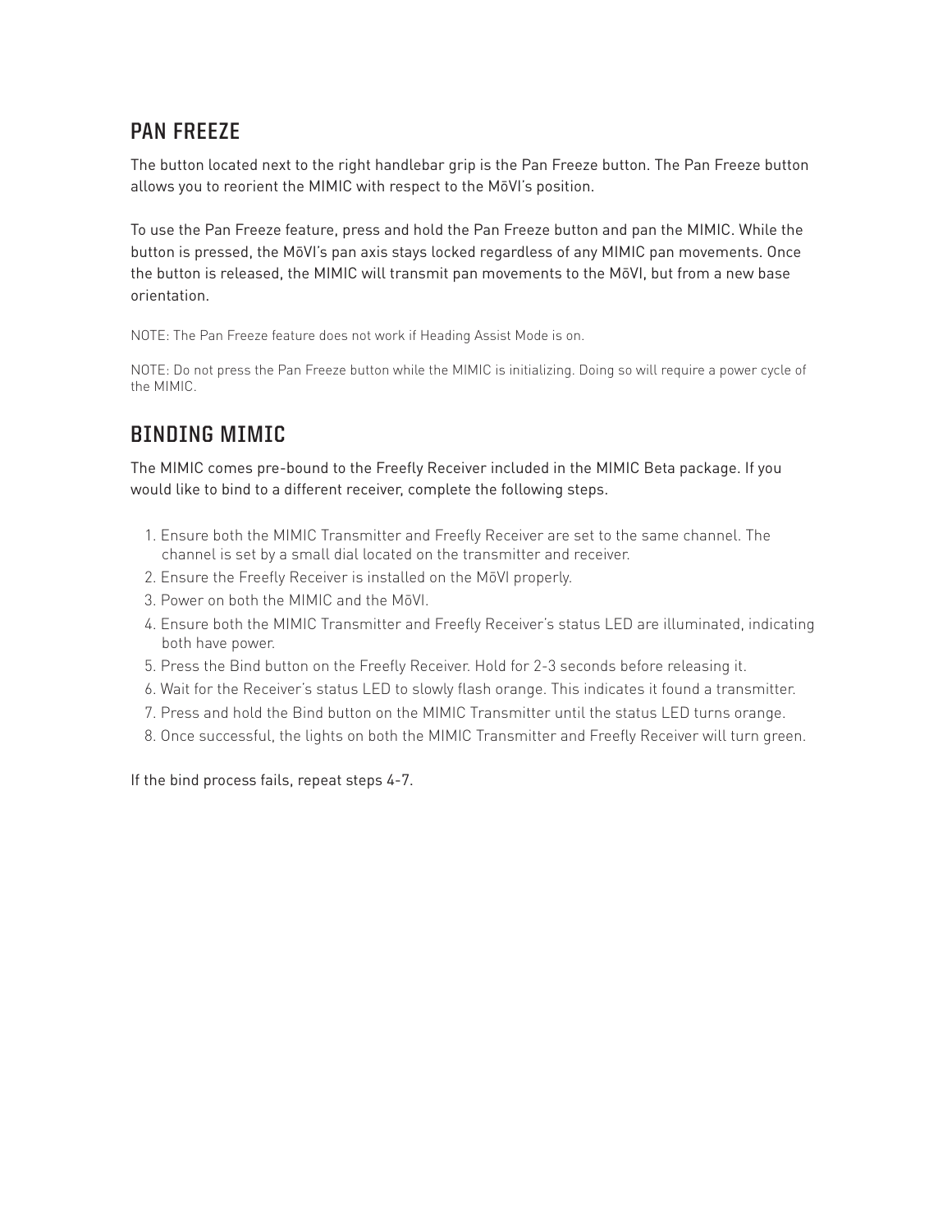## PAN FREEZE

The button located next to the right handlebar grip is the Pan Freeze button. The Pan Freeze button allows you to reorient the MIMIC with respect to the MōVI's position.

To use the Pan Freeze feature, press and hold the Pan Freeze button and pan the MIMIC. While the button is pressed, the MōVI's pan axis stays locked regardless of any MIMIC pan movements. Once the button is released, the MIMIC will transmit pan movements to the MōVI, but from a new base orientation.

NOTE: The Pan Freeze feature does not work if Heading Assist Mode is on.

NOTE: Do not press the Pan Freeze button while the MIMIC is initializing. Doing so will require a power cycle of the MIMIC.

## BINDING MIMIC

The MIMIC comes pre-bound to the Freefly Receiver included in the MIMIC Beta package. If you would like to bind to a different receiver, complete the following steps.

1. Ensure both the MIMIC Transmitter and Freefly Receiver are set to the same channel. The channel is set by a small dial located on the transmitter and receiver.
2. Ensure the Freefly Receiver is installed on the MōVI properly.
3. Power on both the MIMIC and the MōVI.
4. Ensure both the MIMIC Transmitter and Freefly Receiver's status LED are illuminated, indicating both have power.
5. Press the Bind button on the Freefly Receiver. Hold for 2-3 seconds before releasing it.
6. Wait for the Receiver's status LED to slowly flash orange. This indicates it found a transmitter.
7. Press and hold the Bind button on the MIMIC Transmitter until the status LED turns orange.
8. Once successful, the lights on both the MIMIC Transmitter and Freefly Receiver will turn green.

If the bind process fails, repeat steps 4-7.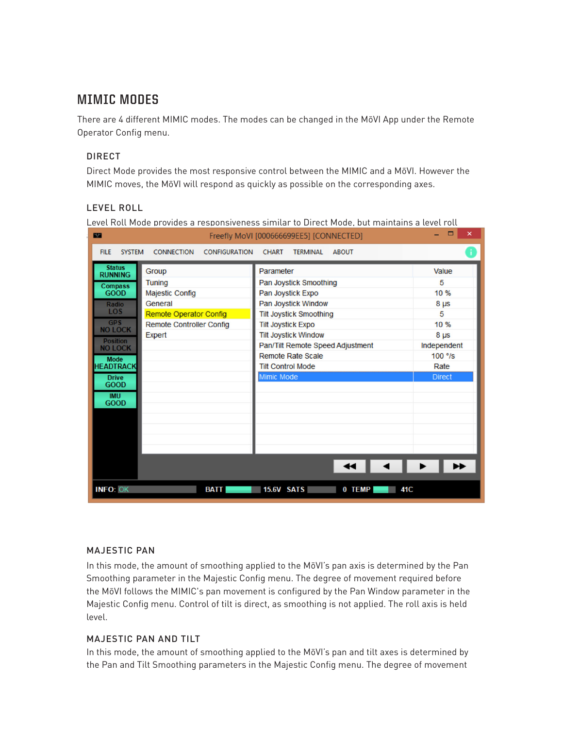## MIMIC MODES

There are 4 different MIMIC modes. The modes can be changed in the MōVI App under the Remote Operator Config menu.

### DIRECT

Direct Mode provides the most responsive control between the MIMIC and a MōVI. However the MIMIC moves, the MōVI will respond as quickly as possible on the corresponding axes.

### LEVEL ROLL

Level Roll Mode provides a responsiveness similar to Direct Mode, but maintains a level roll

### MAJESTIC PAN

In this mode, the amount of smoothing applied to the MōVI's pan axis is determined by the Pan Smoothing parameter in the Majestic Config menu. The degree of movement required before the MōVI follows the MIMIC's pan movement is configured by the Pan Window parameter in the Majestic Config menu. Control of tilt is direct, as smoothing is not applied. The roll axis is held level.

### MAJESTIC PAN AND TILT

In this mode, the amount of smoothing applied to the MōVI's pan and tilt axes is determined by the Pan and Tilt Smoothing parameters in the Majestic Config menu. The degree of movement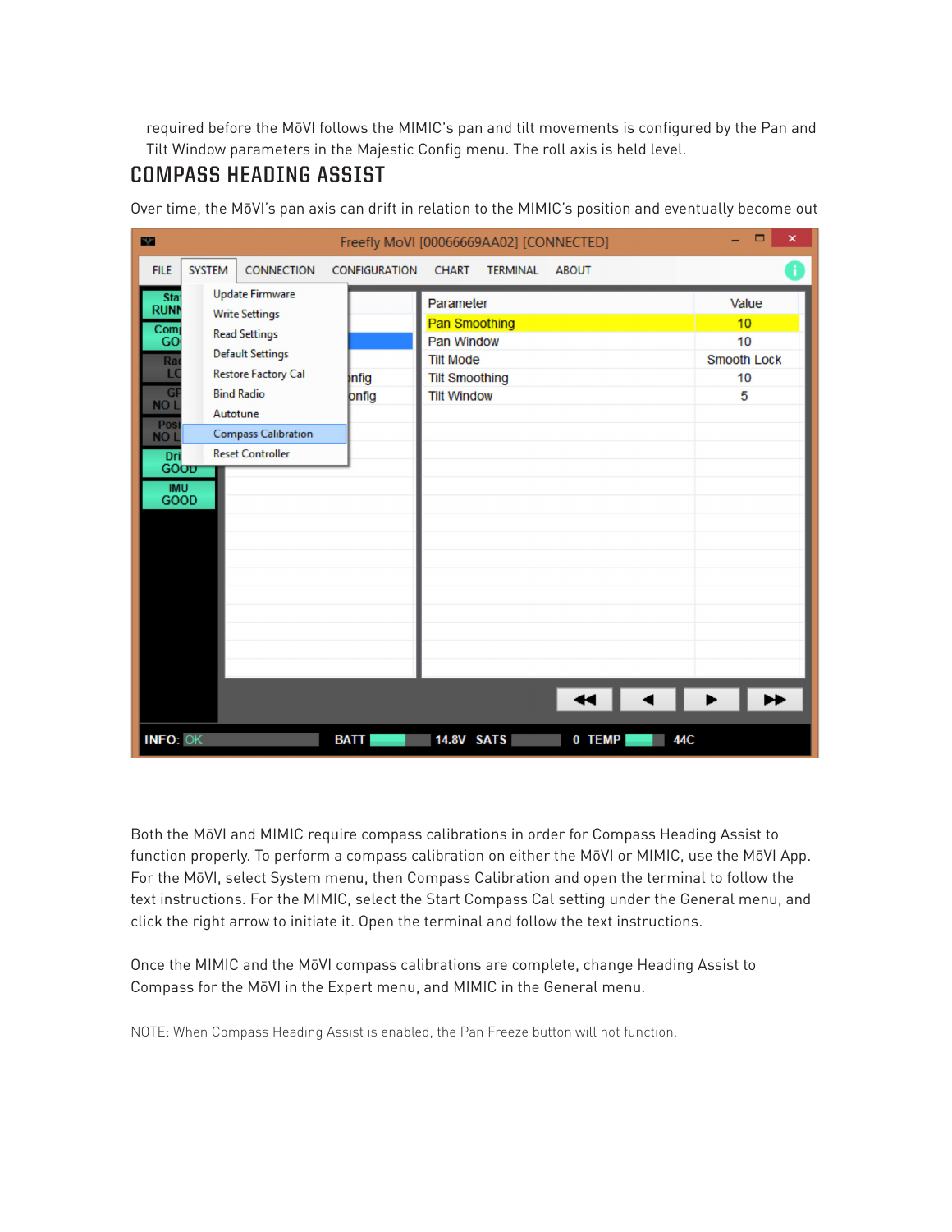required before the MōVI follows the MIMIC's pan and tilt movements is configured by the Pan and Tilt Window parameters in the Majestic Config menu. The roll axis is held level.

## COMPASS HEADING ASSIST

Over time, the MōVI's pan axis can drift in relation to the MIMIC's position and eventually become out

Both the MōVI and MIMIC require compass calibrations in order for Compass Heading Assist to function properly. To perform a compass calibration on either the MōVI or MIMIC, use the MōVI App. For the MōVI, select System menu, then Compass Calibration and open the terminal to follow the text instructions. For the MIMIC, select the Start Compass Cal setting under the General menu, and click the right arrow to initiate it. Open the terminal and follow the text instructions.

Once the MIMIC and the MōVI compass calibrations are complete, change Heading Assist to Compass for the MōVI in the Expert menu, and MIMIC in the General menu.

NOTE: When Compass Heading Assist is enabled, the Pan Freeze button will not function.